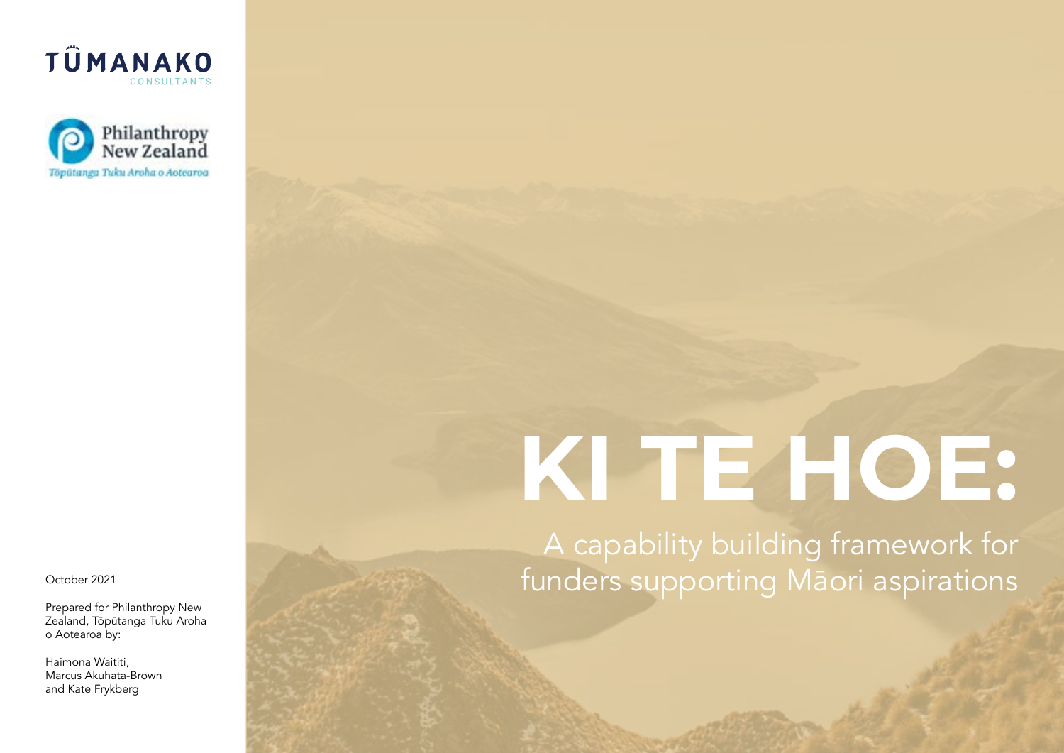TŪMANAKO
CONSULTANTS

Philanthropy New Zealand
Tōpūtanga Tuku Aroha o Aotearoa

# KI TE HOE:

## A capability building framework for funders supporting Māori aspirations

October 2021

Prepared for Philanthropy New Zealand, Tōpūtanga Tuku Aroha o Aotearoa by:

Haimona Waititi, Marcus Akuhata-Brown and Kate Frykberg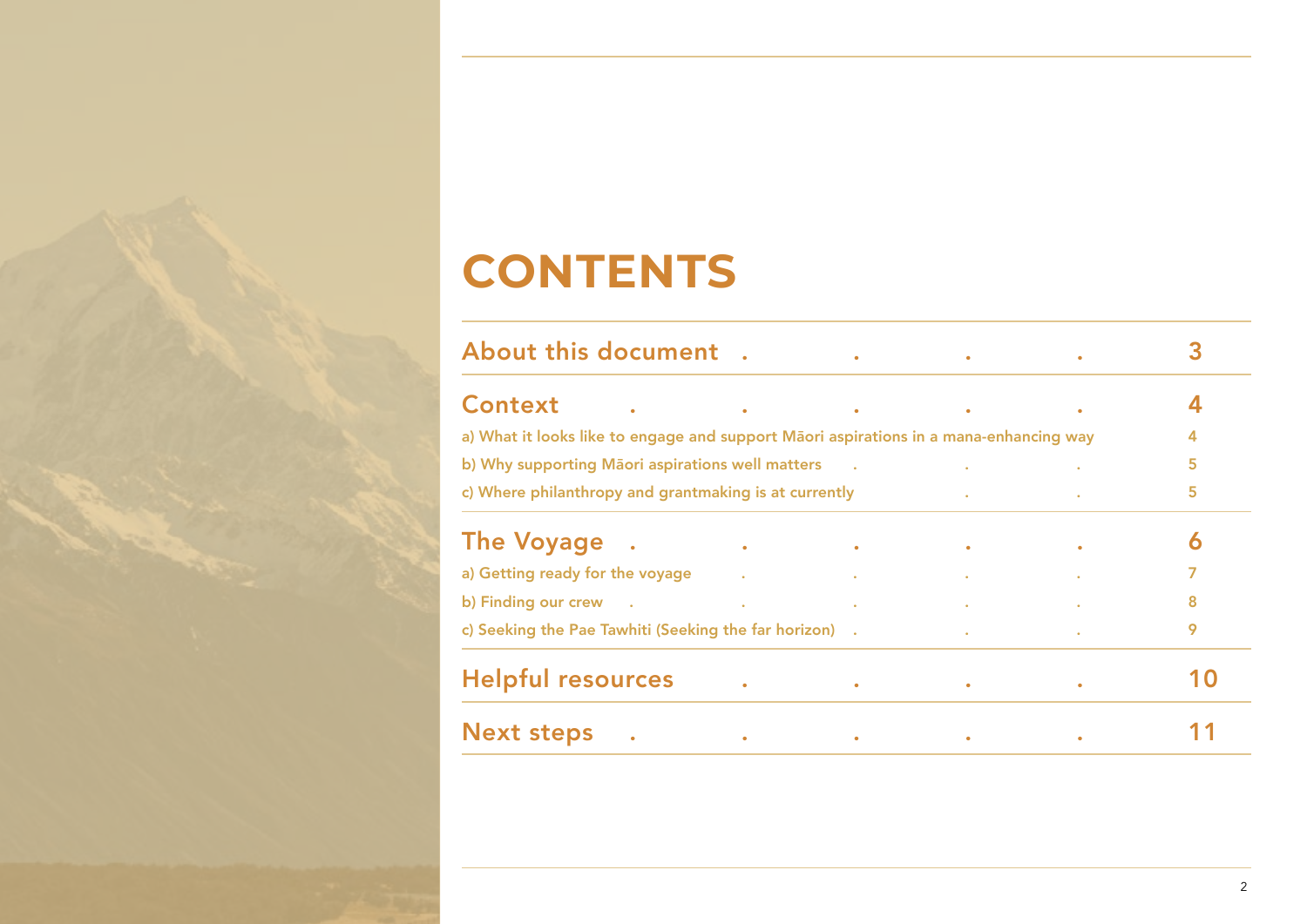# CONTENTS

| | |
|---|---|
| **About this document** | **3** |
| **Context** | **4** |
| a) What it looks like to engage and support Māori aspirations in a mana-enhancing way | 4 |
| b) Why supporting Māori aspirations well matters | 5 |
| c) Where philanthropy and grantmaking is at currently | 5 |
| **The Voyage** | **6** |
| a) Getting ready for the voyage | 7 |
| b) Finding our crew | 8 |
| c) Seeking the Pae Tawhiti (Seeking the far horizon) | 9 |
| **Helpful resources** | **10** |
| **Next steps** | **11** |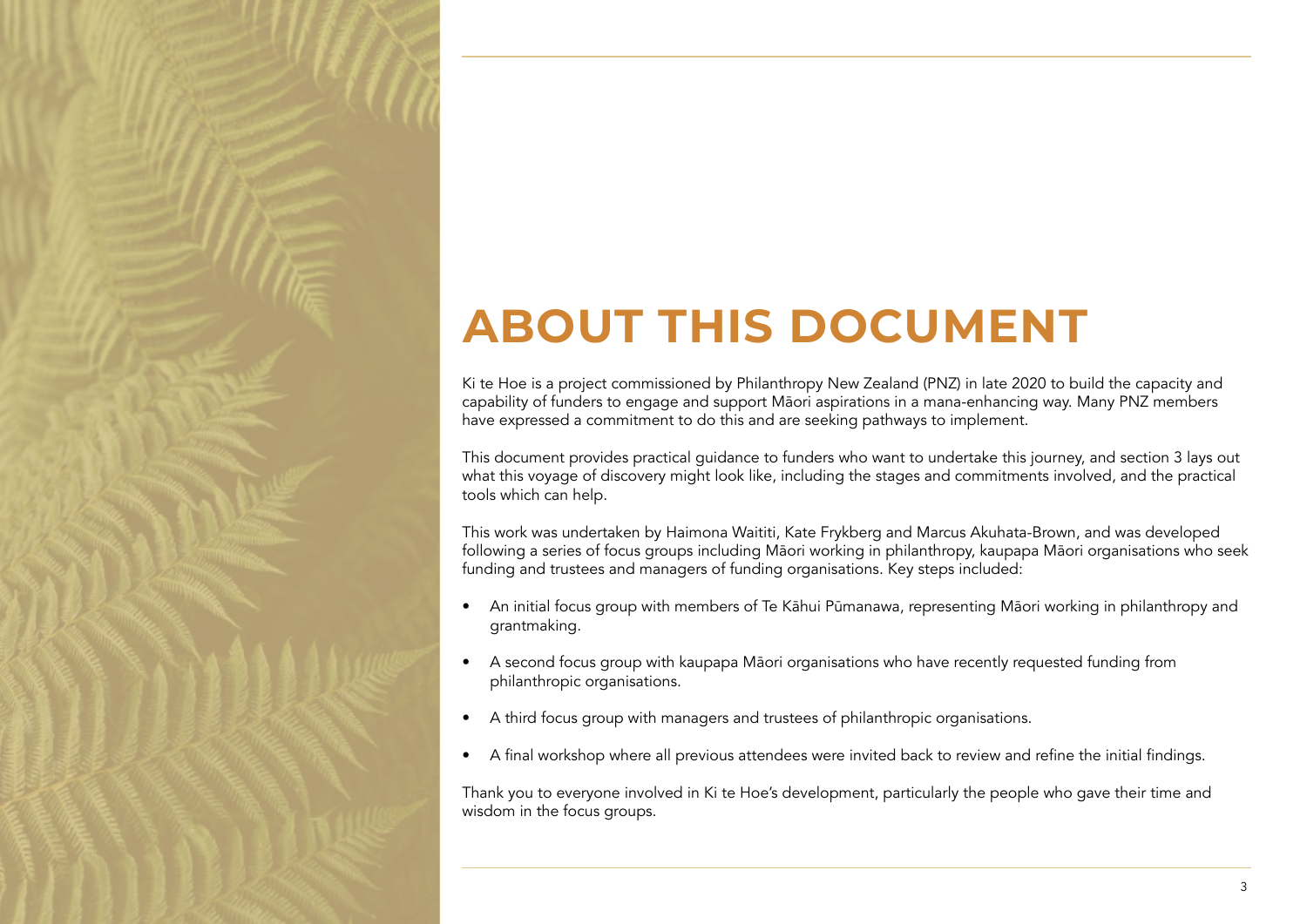# ABOUT THIS DOCUMENT

Ki te Hoe is a project commissioned by Philanthropy New Zealand (PNZ) in late 2020 to build the capacity and capability of funders to engage and support Māori aspirations in a mana-enhancing way. Many PNZ members have expressed a commitment to do this and are seeking pathways to implement.

This document provides practical guidance to funders who want to undertake this journey, and section 3 lays out what this voyage of discovery might look like, including the stages and commitments involved, and the practical tools which can help.

This work was undertaken by Haimona Waititi, Kate Frykberg and Marcus Akuhata-Brown, and was developed following a series of focus groups including Māori working in philanthropy, kaupapa Māori organisations who seek funding and trustees and managers of funding organisations. Key steps included:

- An initial focus group with members of Te Kāhui Pūmanawa, representing Māori working in philanthropy and grantmaking.
- A second focus group with kaupapa Māori organisations who have recently requested funding from philanthropic organisations.
- A third focus group with managers and trustees of philanthropic organisations.
- A final workshop where all previous attendees were invited back to review and refine the initial findings.

Thank you to everyone involved in Ki te Hoe's development, particularly the people who gave their time and wisdom in the focus groups.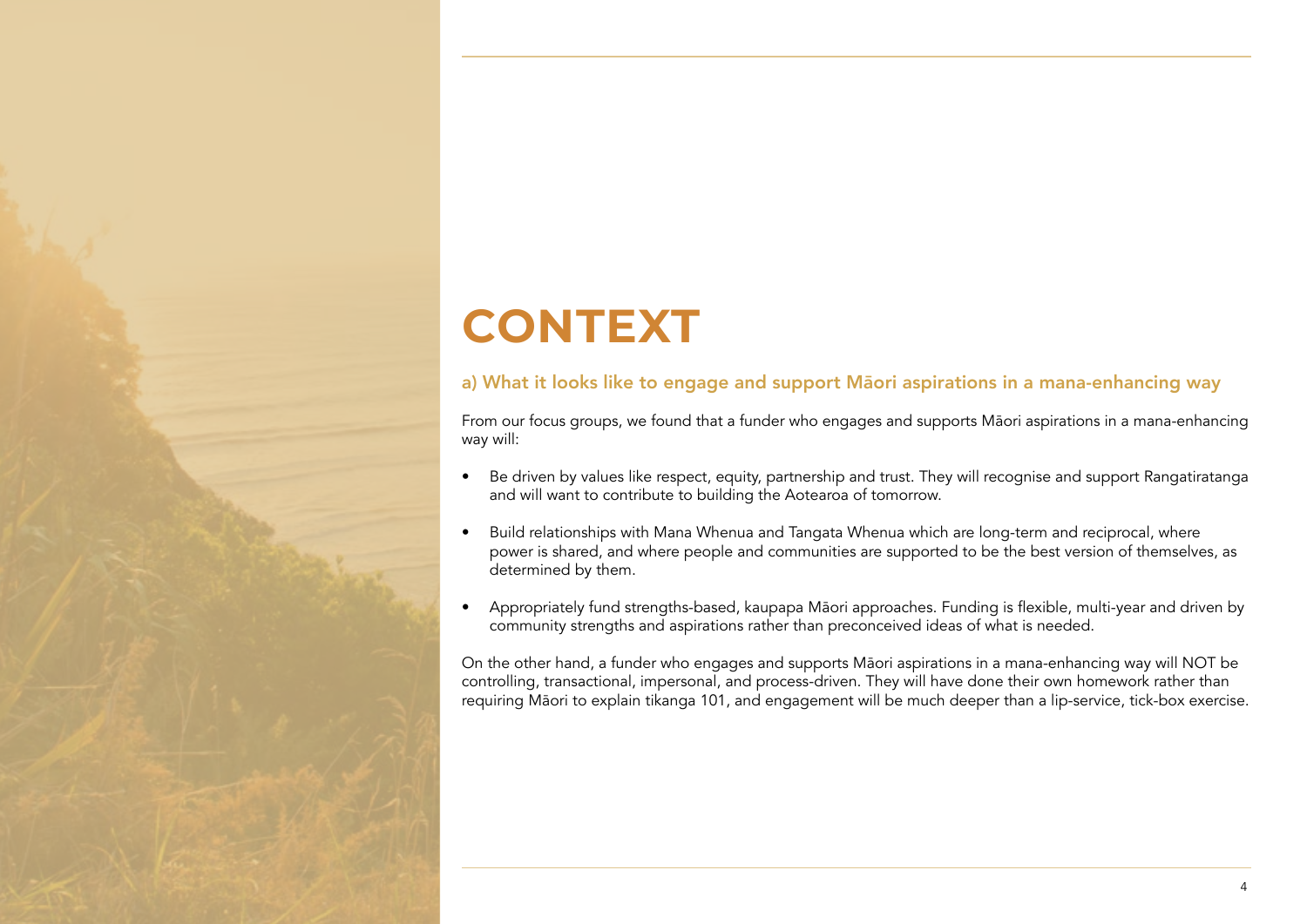# CONTEXT

## a) What it looks like to engage and support Māori aspirations in a mana-enhancing way

From our focus groups, we found that a funder who engages and supports Māori aspirations in a mana-enhancing way will:

- Be driven by values like respect, equity, partnership and trust. They will recognise and support Rangatiratanga and will want to contribute to building the Aotearoa of tomorrow.
- Build relationships with Mana Whenua and Tangata Whenua which are long-term and reciprocal, where power is shared, and where people and communities are supported to be the best version of themselves, as determined by them.
- Appropriately fund strengths-based, kaupapa Māori approaches. Funding is flexible, multi-year and driven by community strengths and aspirations rather than preconceived ideas of what is needed.

On the other hand, a funder who engages and supports Māori aspirations in a mana-enhancing way will NOT be controlling, transactional, impersonal, and process-driven. They will have done their own homework rather than requiring Māori to explain tikanga 101, and engagement will be much deeper than a lip-service, tick-box exercise.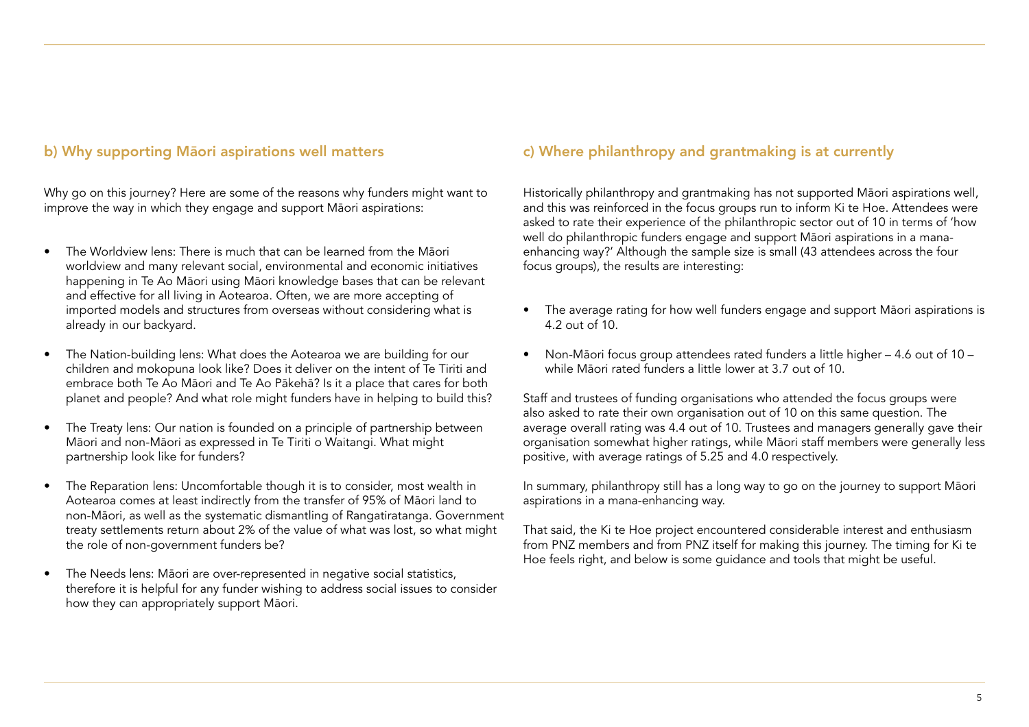## b) Why supporting Māori aspirations well matters

Why go on this journey? Here are some of the reasons why funders might want to improve the way in which they engage and support Māori aspirations:

- The Worldview lens: There is much that can be learned from the Māori worldview and many relevant social, environmental and economic initiatives happening in Te Ao Māori using Māori knowledge bases that can be relevant and effective for all living in Aotearoa. Often, we are more accepting of imported models and structures from overseas without considering what is already in our backyard.
- The Nation-building lens: What does the Aotearoa we are building for our children and mokopuna look like? Does it deliver on the intent of Te Tiriti and embrace both Te Ao Māori and Te Ao Pākehā? Is it a place that cares for both planet and people? And what role might funders have in helping to build this?
- The Treaty lens: Our nation is founded on a principle of partnership between Māori and non-Māori as expressed in Te Tiriti o Waitangi. What might partnership look like for funders?
- The Reparation lens: Uncomfortable though it is to consider, most wealth in Aotearoa comes at least indirectly from the transfer of 95% of Māori land to non-Māori, as well as the systematic dismantling of Rangatiratanga. Government treaty settlements return about 2% of the value of what was lost, so what might the role of non-government funders be?
- The Needs lens: Māori are over-represented in negative social statistics, therefore it is helpful for any funder wishing to address social issues to consider how they can appropriately support Māori.

## c) Where philanthropy and grantmaking is at currently

Historically philanthropy and grantmaking has not supported Māori aspirations well, and this was reinforced in the focus groups run to inform Ki te Hoe. Attendees were asked to rate their experience of the philanthropic sector out of 10 in terms of 'how well do philanthropic funders engage and support Māori aspirations in a mana-enhancing way?' Although the sample size is small (43 attendees across the four focus groups), the results are interesting:

- The average rating for how well funders engage and support Māori aspirations is 4.2 out of 10.
- Non-Māori focus group attendees rated funders a little higher – 4.6 out of 10 – while Māori rated funders a little lower at 3.7 out of 10.

Staff and trustees of funding organisations who attended the focus groups were also asked to rate their own organisation out of 10 on this same question. The average overall rating was 4.4 out of 10. Trustees and managers generally gave their organisation somewhat higher ratings, while Māori staff members were generally less positive, with average ratings of 5.25 and 4.0 respectively.

In summary, philanthropy still has a long way to go on the journey to support Māori aspirations in a mana-enhancing way.

That said, the Ki te Hoe project encountered considerable interest and enthusiasm from PNZ members and from PNZ itself for making this journey. The timing for Ki te Hoe feels right, and below is some guidance and tools that might be useful.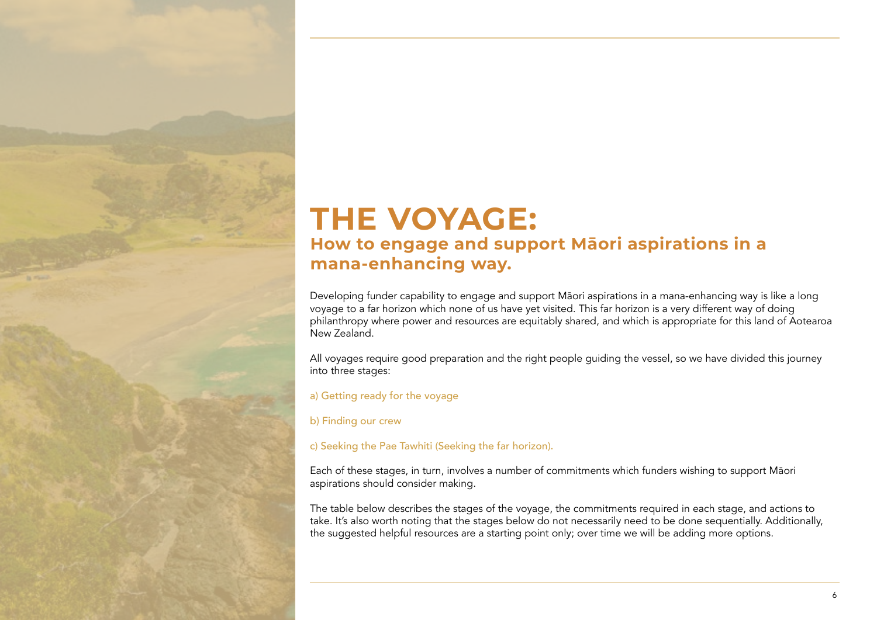# THE VOYAGE:

## How to engage and support Māori aspirations in a mana-enhancing way.

Developing funder capability to engage and support Māori aspirations in a mana-enhancing way is like a long voyage to a far horizon which none of us have yet visited. This far horizon is a very different way of doing philanthropy where power and resources are equitably shared, and which is appropriate for this land of Aotearoa New Zealand.

All voyages require good preparation and the right people guiding the vessel, so we have divided this journey into three stages:

a) Getting ready for the voyage

b) Finding our crew

c) Seeking the Pae Tawhiti (Seeking the far horizon).

Each of these stages, in turn, involves a number of commitments which funders wishing to support Māori aspirations should consider making.

The table below describes the stages of the voyage, the commitments required in each stage, and actions to take. It's also worth noting that the stages below do not necessarily need to be done sequentially. Additionally, the suggested helpful resources are a starting point only; over time we will be adding more options.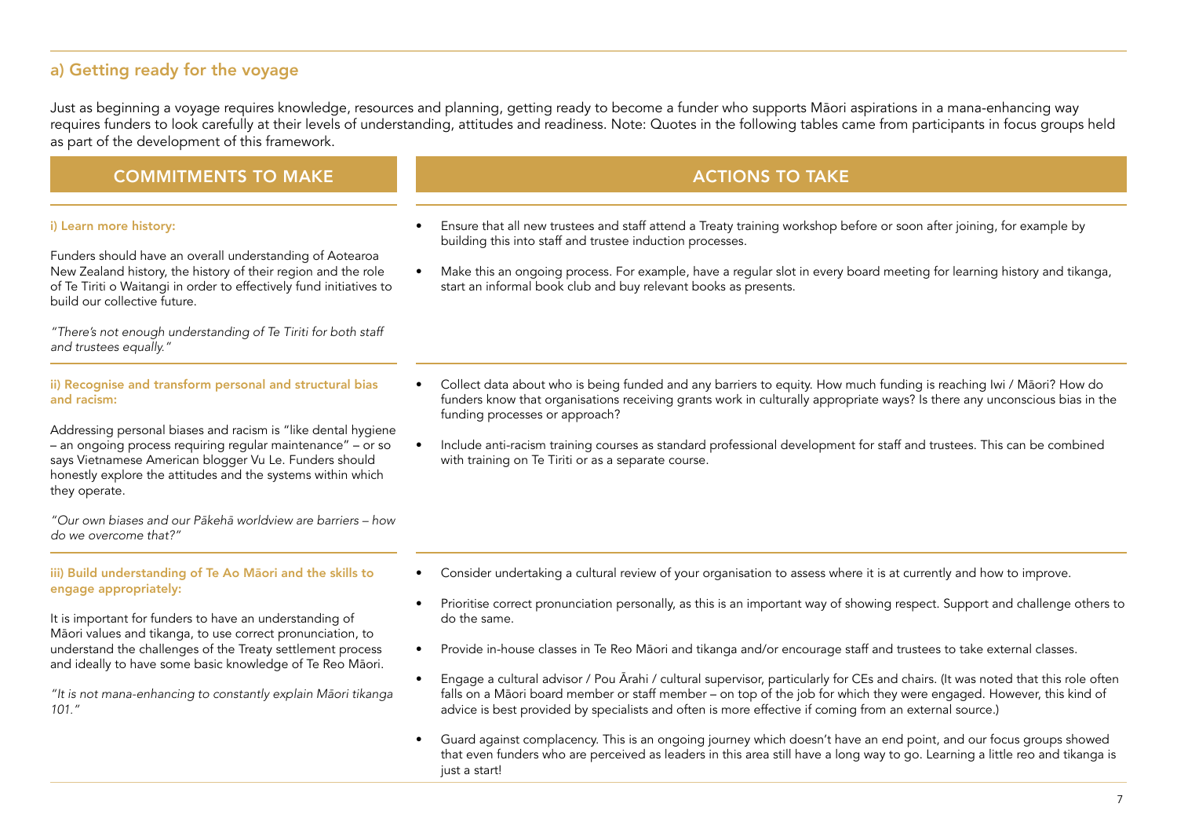## a) Getting ready for the voyage

Just as beginning a voyage requires knowledge, resources and planning, getting ready to become a funder who supports Māori aspirations in a mana-enhancing way requires funders to look carefully at their levels of understanding, attitudes and readiness. Note: Quotes in the following tables came from participants in focus groups held as part of the development of this framework.

| COMMITMENTS TO MAKE | ACTIONS TO TAKE |
| --- | --- |
| **i) Learn more history:**<br><br>Funders should have an overall understanding of Aotearoa New Zealand history, the history of their region and the role of Te Tiriti o Waitangi in order to effectively fund initiatives to build our collective future.<br><br>*"There's not enough understanding of Te Tiriti for both staff and trustees equally."* | • Ensure that all new trustees and staff attend a Treaty training workshop before or soon after joining, for example by building this into staff and trustee induction processes.<br><br>• Make this an ongoing process. For example, have a regular slot in every board meeting for learning history and tikanga, start an informal book club and buy relevant books as presents. |
| **ii) Recognise and transform personal and structural bias and racism:**<br><br>Addressing personal biases and racism is "like dental hygiene – an ongoing process requiring regular maintenance" – or so says Vietnamese American blogger Vu Le. Funders should honestly explore the attitudes and the systems within which they operate.<br><br>*"Our own biases and our Pākehā worldview are barriers – how do we overcome that?"* | • Collect data about who is being funded and any barriers to equity. How much funding is reaching Iwi / Māori? How do funders know that organisations receiving grants work in culturally appropriate ways? Is there any unconscious bias in the funding processes or approach?<br><br>• Include anti-racism training courses as standard professional development for staff and trustees. This can be combined with training on Te Tiriti or as a separate course. |
| **iii) Build understanding of Te Ao Māori and the skills to engage appropriately:**<br><br>It is important for funders to have an understanding of Māori values and tikanga, to use correct pronunciation, to understand the challenges of the Treaty settlement process and ideally to have some basic knowledge of Te Reo Māori.<br><br>*"It is not mana-enhancing to constantly explain Māori tikanga 101."* | • Consider undertaking a cultural review of your organisation to assess where it is at currently and how to improve.<br><br>• Prioritise correct pronunciation personally, as this is an important way of showing respect. Support and challenge others to do the same.<br><br>• Provide in-house classes in Te Reo Māori and tikanga and/or encourage staff and trustees to take external classes.<br><br>• Engage a cultural advisor / Pou Ārahi / cultural supervisor, particularly for CEs and chairs. (It was noted that this role often falls on a Māori board member or staff member – on top of the job for which they were engaged. However, this kind of advice is best provided by specialists and often is more effective if coming from an external source.)<br><br>• Guard against complacency. This is an ongoing journey which doesn't have an end point, and our focus groups showed that even funders who are perceived as leaders in this area still have a long way to go. Learning a little reo and tikanga is just a start! |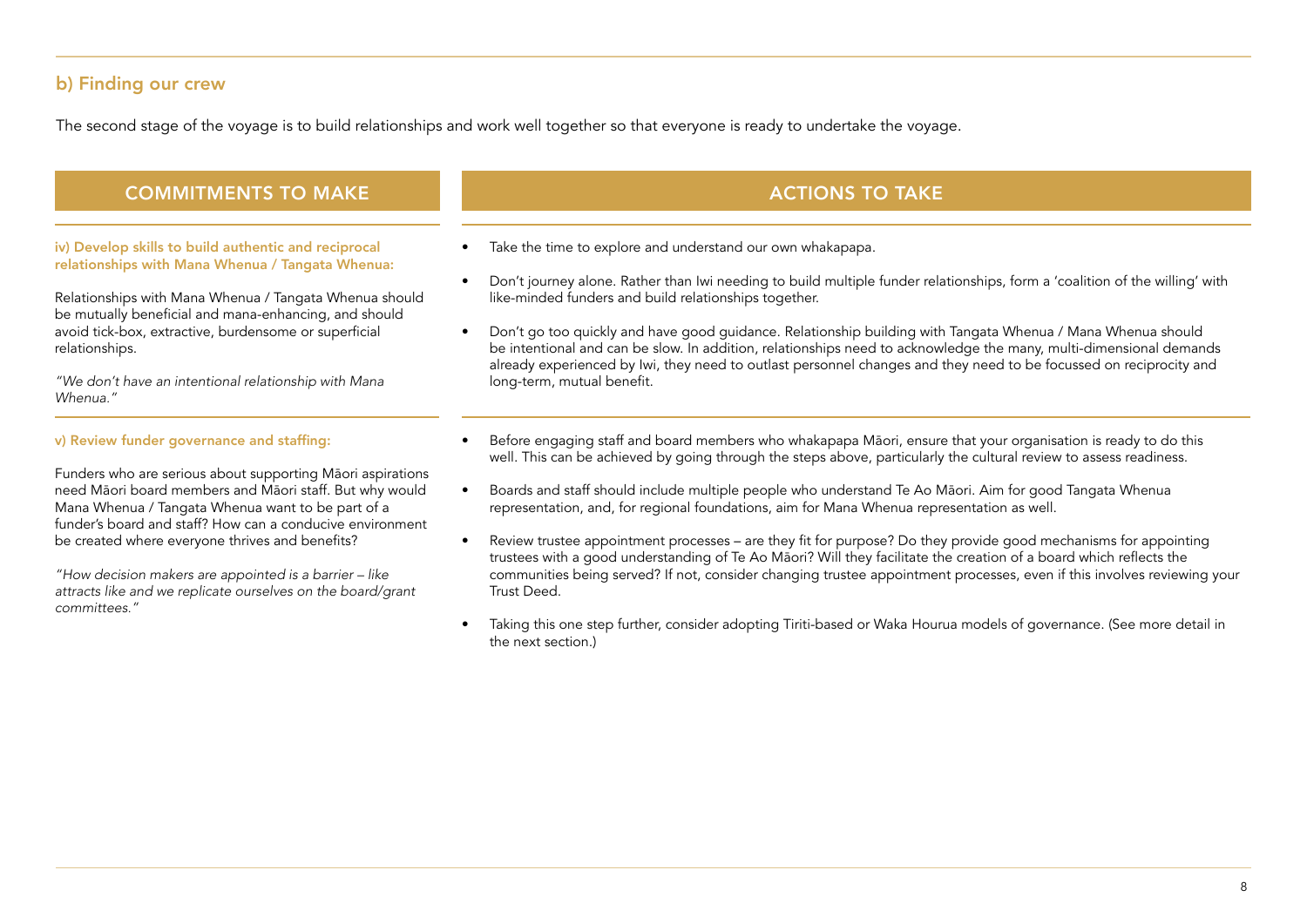## b) Finding our crew

The second stage of the voyage is to build relationships and work well together so that everyone is ready to undertake the voyage.

| COMMITMENTS TO MAKE | ACTIONS TO TAKE |
| --- | --- |
| **iv) Develop skills to build authentic and reciprocal relationships with Mana Whenua / Tangata Whenua:**<br><br>Relationships with Mana Whenua / Tangata Whenua should be mutually beneficial and mana-enhancing, and should avoid tick-box, extractive, burdensome or superficial relationships.<br><br>*"We don't have an intentional relationship with Mana Whenua."* | • Take the time to explore and understand our own whakapapa.<br><br>• Don't journey alone. Rather than Iwi needing to build multiple funder relationships, form a 'coalition of the willing' with like-minded funders and build relationships together.<br><br>• Don't go too quickly and have good guidance. Relationship building with Tangata Whenua / Mana Whenua should be intentional and can be slow. In addition, relationships need to acknowledge the many, multi-dimensional demands already experienced by Iwi, they need to outlast personnel changes and they need to be focussed on reciprocity and long-term, mutual benefit. |
| **v) Review funder governance and staffing:**<br><br>Funders who are serious about supporting Māori aspirations need Māori board members and Māori staff. But why would Mana Whenua / Tangata Whenua want to be part of a funder's board and staff? How can a conducive environment be created where everyone thrives and benefits?<br><br>*"How decision makers are appointed is a barrier – like attracts like and we replicate ourselves on the board/grant committees."* | • Before engaging staff and board members who whakapapa Māori, ensure that your organisation is ready to do this well. This can be achieved by going through the steps above, particularly the cultural review to assess readiness.<br><br>• Boards and staff should include multiple people who understand Te Ao Māori. Aim for good Tangata Whenua representation, and, for regional foundations, aim for Mana Whenua representation as well.<br><br>• Review trustee appointment processes – are they fit for purpose? Do they provide good mechanisms for appointing trustees with a good understanding of Te Ao Māori? Will they facilitate the creation of a board which reflects the communities being served? If not, consider changing trustee appointment processes, even if this involves reviewing your Trust Deed.<br><br>• Taking this one step further, consider adopting Tiriti-based or Waka Hourua models of governance. (See more detail in the next section.) |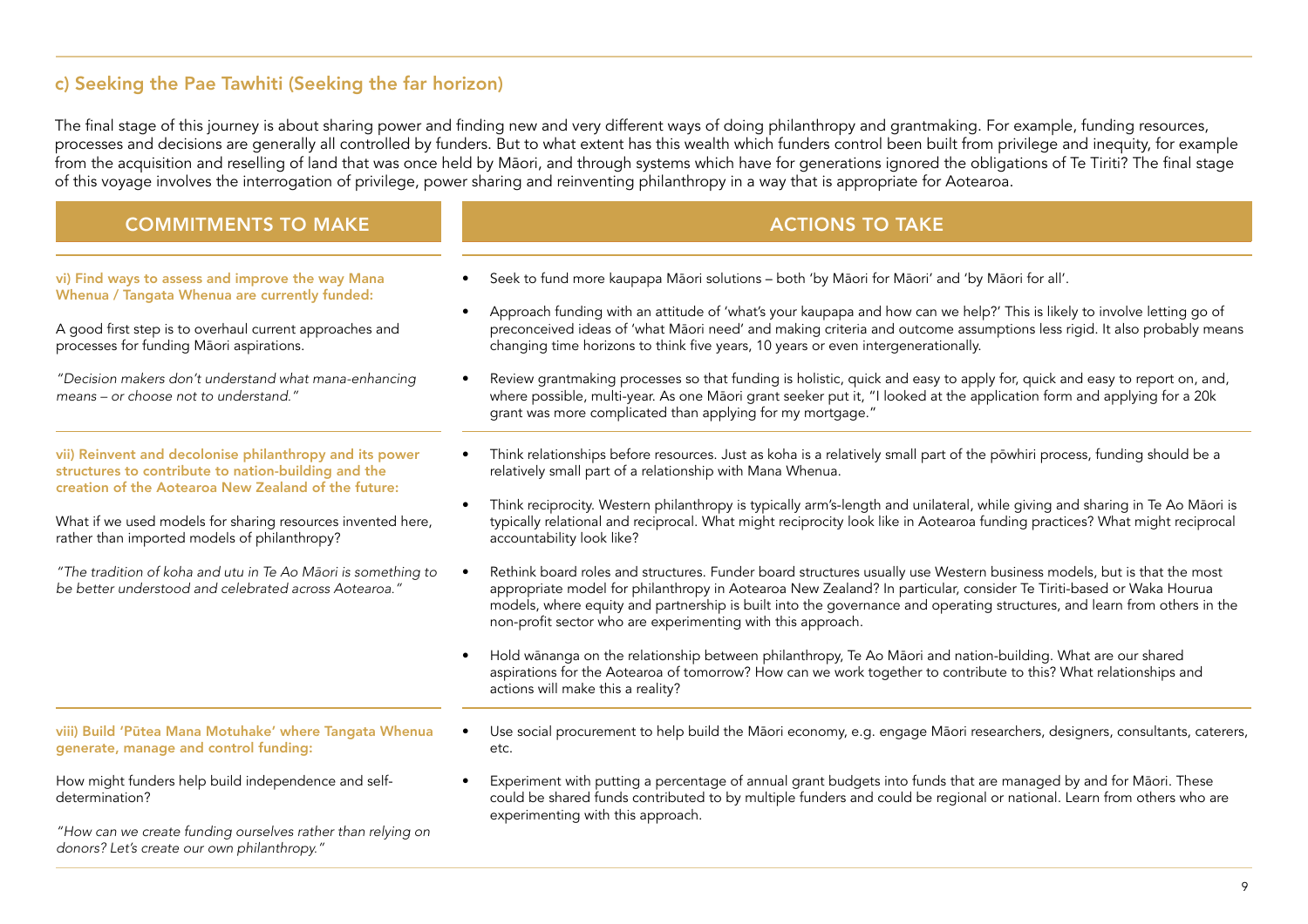### c) Seeking the Pae Tawhiti (Seeking the far horizon)

The final stage of this journey is about sharing power and finding new and very different ways of doing philanthropy and grantmaking. For example, funding resources, processes and decisions are generally all controlled by funders. But to what extent has this wealth which funders control been built from privilege and inequity, for example from the acquisition and reselling of land that was once held by Māori, and through systems which have for generations ignored the obligations of Te Tiriti? The final stage of this voyage involves the interrogation of privilege, power sharing and reinventing philanthropy in a way that is appropriate for Aotearoa.

| COMMITMENTS TO MAKE | ACTIONS TO TAKE |
| --- | --- |
| **vi) Find ways to assess and improve the way Mana Whenua / Tangata Whenua are currently funded:**<br><br>A good first step is to overhaul current approaches and processes for funding Māori aspirations.<br><br>*"Decision makers don't understand what mana-enhancing means – or choose not to understand."* | • Seek to fund more kaupapa Māori solutions – both 'by Māori for Māori' and 'by Māori for all'.<br><br>• Approach funding with an attitude of 'what's your kaupapa and how can we help?' This is likely to involve letting go of preconceived ideas of 'what Māori need' and making criteria and outcome assumptions less rigid. It also probably means changing time horizons to think five years, 10 years or even intergenerationally.<br><br>• Review grantmaking processes so that funding is holistic, quick and easy to apply for, quick and easy to report on, and, where possible, multi-year. As one Māori grant seeker put it, "I looked at the application form and applying for a 20k grant was more complicated than applying for my mortgage." |
| **vii) Reinvent and decolonise philanthropy and its power structures to contribute to nation-building and the creation of the Aotearoa New Zealand of the future:**<br><br>What if we used models for sharing resources invented here, rather than imported models of philanthropy?<br><br>*"The tradition of koha and utu in Te Ao Māori is something to be better understood and celebrated across Aotearoa."* | • Think relationships before resources. Just as koha is a relatively small part of the pōwhiri process, funding should be a relatively small part of a relationship with Mana Whenua.<br><br>• Think reciprocity. Western philanthropy is typically arm's-length and unilateral, while giving and sharing in Te Ao Māori is typically relational and reciprocal. What might reciprocity look like in Aotearoa funding practices? What might reciprocal accountability look like?<br><br>• Rethink board roles and structures. Funder board structures usually use Western business models, but is that the most appropriate model for philanthropy in Aotearoa New Zealand? In particular, consider Te Tiriti-based or Waka Hourua models, where equity and partnership is built into the governance and operating structures, and learn from others in the non-profit sector who are experimenting with this approach.<br><br>• Hold wānanga on the relationship between philanthropy, Te Ao Māori and nation-building. What are our shared aspirations for the Aotearoa of tomorrow? How can we work together to contribute to this? What relationships and actions will make this a reality? |
| **viii) Build 'Pūtea Mana Motuhake' where Tangata Whenua generate, manage and control funding:**<br><br>How might funders help build independence and self-determination?<br><br>*"How can we create funding ourselves rather than relying on donors? Let's create our own philanthropy."* | • Use social procurement to help build the Māori economy, e.g. engage Māori researchers, designers, consultants, caterers, etc.<br><br>• Experiment with putting a percentage of annual grant budgets into funds that are managed by and for Māori. These could be shared funds contributed to by multiple funders and could be regional or national. Learn from others who are experimenting with this approach. |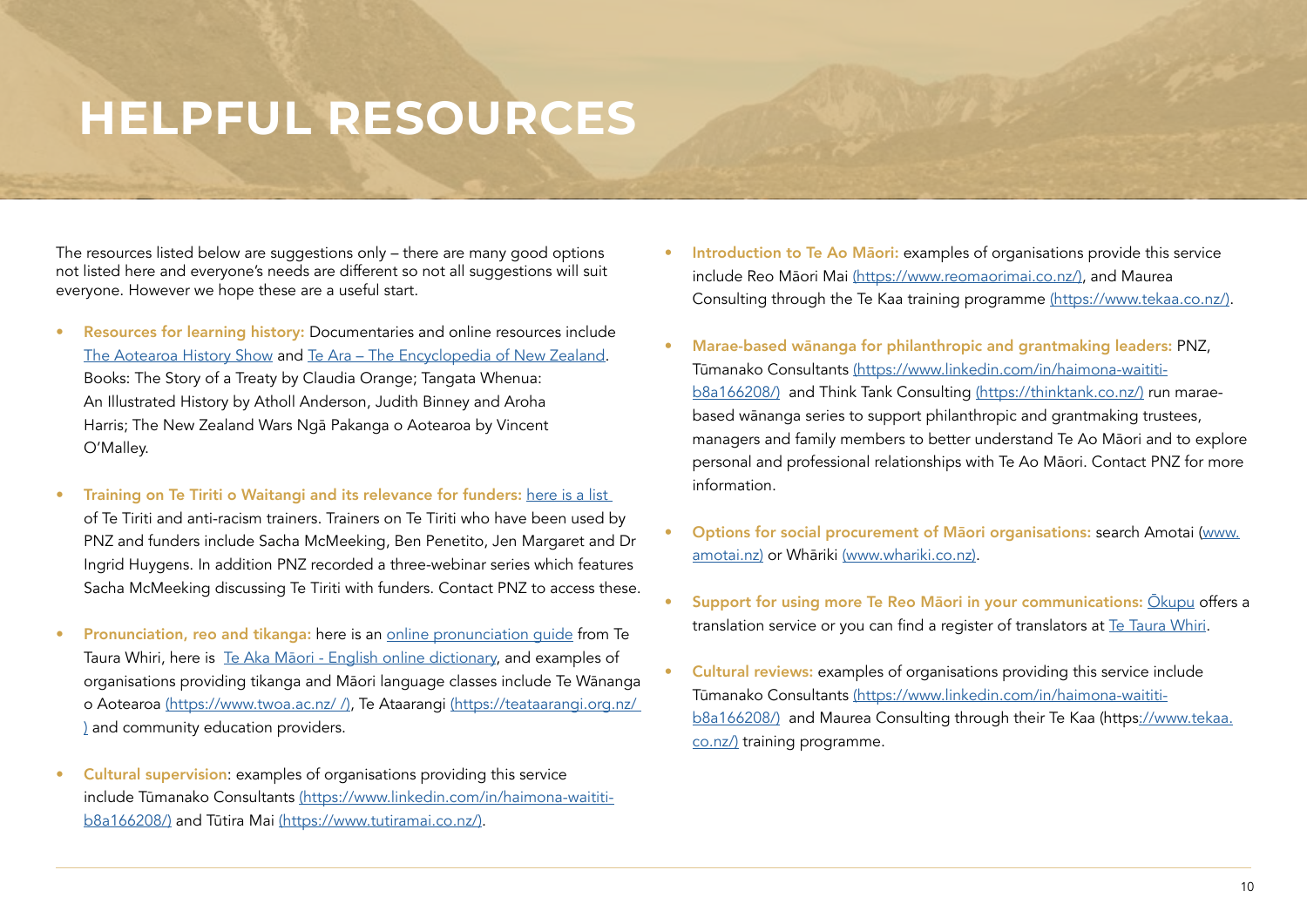# HELPFUL RESOURCES

The resources listed below are suggestions only – there are many good options not listed here and everyone's needs are different so not all suggestions will suit everyone. However we hope these are a useful start.

- **Resources for learning history:** Documentaries and online resources include The Aotearoa History Show and Te Ara – The Encyclopedia of New Zealand. Books: The Story of a Treaty by Claudia Orange; Tangata Whenua: An Illustrated History by Atholl Anderson, Judith Binney and Aroha Harris; The New Zealand Wars Ngā Pakanga o Aotearoa by Vincent O'Malley.

- **Training on Te Tiriti o Waitangi and its relevance for funders:** here is a list of Te Tiriti and anti-racism trainers. Trainers on Te Tiriti who have been used by PNZ and funders include Sacha McMeeking, Ben Penetito, Jen Margaret and Dr Ingrid Huygens. In addition PNZ recorded a three-webinar series which features Sacha McMeeking discussing Te Tiriti with funders. Contact PNZ to access these.

- **Pronunciation, reo and tikanga:** here is an online pronunciation guide from Te Taura Whiri, here is Te Aka Māori - English online dictionary, and examples of organisations providing tikanga and Māori language classes include Te Wānanga o Aotearoa (https://www.twoa.ac.nz/ /), Te Ataarangi (https://teataarangi.org.nz/ ) and community education providers.

- **Cultural supervision**: examples of organisations providing this service include Tūmanako Consultants (https://www.linkedin.com/in/haimona-waititi-b8a166208/) and Tūtira Mai (https://www.tutiramai.co.nz/).

- **Introduction to Te Ao Māori:** examples of organisations provide this service include Reo Māori Mai (https://www.reomaorimai.co.nz/), and Maurea Consulting through the Te Kaa training programme (https://www.tekaa.co.nz/).

- **Marae-based wānanga for philanthropic and grantmaking leaders:** PNZ, Tūmanako Consultants (https://www.linkedin.com/in/haimona-waititi-b8a166208/) and Think Tank Consulting (https://thinktank.co.nz/) run marae-based wānanga series to support philanthropic and grantmaking trustees, managers and family members to better understand Te Ao Māori and to explore personal and professional relationships with Te Ao Māori. Contact PNZ for more information.

- **Options for social procurement of Māori organisations:** search Amotai (www.amotai.nz) or Whāriki (www.whariki.co.nz).

- **Support for using more Te Reo Māori in your communications:** Ōkupu offers a translation service or you can find a register of translators at Te Taura Whiri.

- **Cultural reviews:** examples of organisations providing this service include Tūmanako Consultants (https://www.linkedin.com/in/haimona-waititi-b8a166208/) and Maurea Consulting through their Te Kaa (https://www.tekaa.co.nz/) training programme.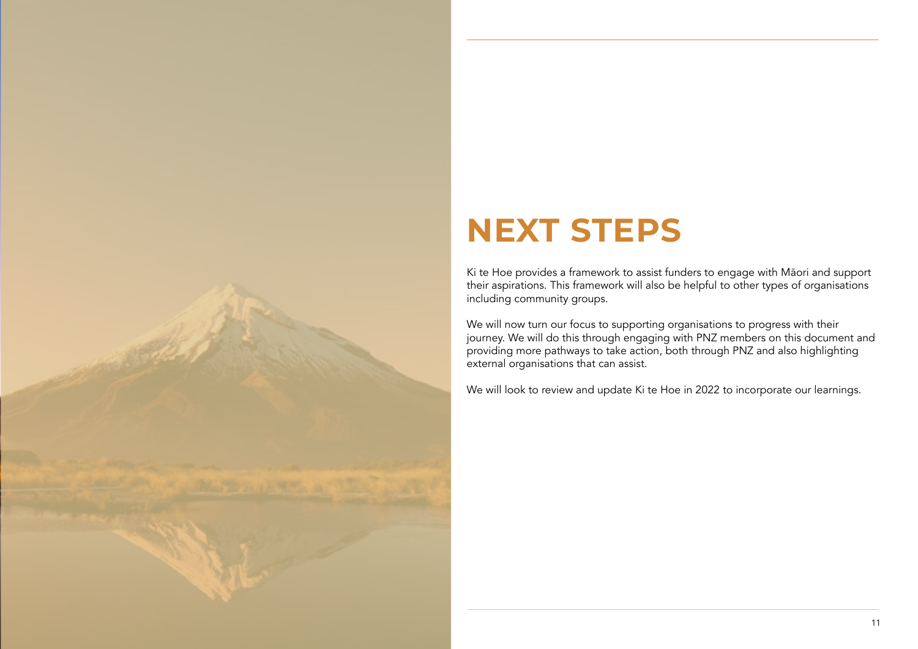# NEXT STEPS

Ki te Hoe provides a framework to assist funders to engage with Māori and support their aspirations. This framework will also be helpful to other types of organisations including community groups.

We will now turn our focus to supporting organisations to progress with their journey. We will do this through engaging with PNZ members on this document and providing more pathways to take action, both through PNZ and also highlighting external organisations that can assist.

We will look to review and update Ki te Hoe in 2022 to incorporate our learnings.